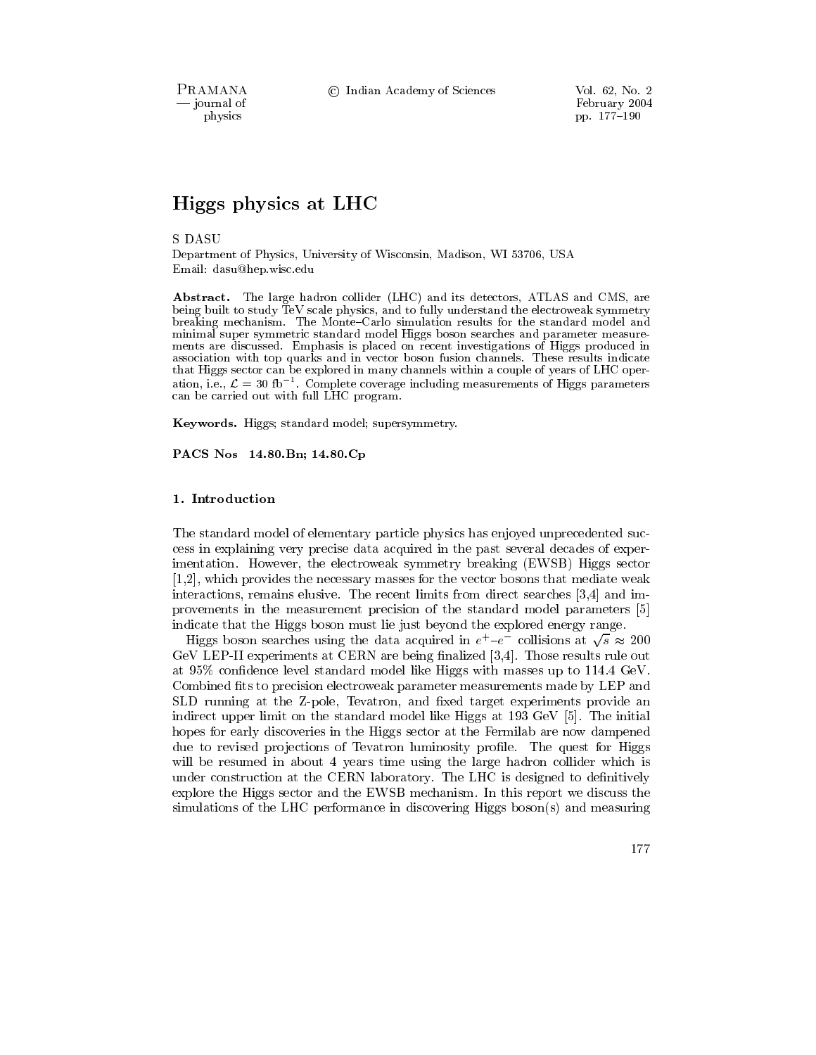# Higgs physics at LHC

S DASU

Department of Physics, University of Wisconsin, Madison, WI 53706, USA
Email: dasu@hep.wisc.edu

**Abstract.** The large hadron collider (LHC) and its detectors, ATLAS and CMS, are being built to study TeV scale physics, and to fully understand the electroweak symmetry breaking mechanism. The Monte–Carlo simulation results for the standard model and minimal super symmetric standard model Higgs boson searches and parameter measurements are discussed. Emphasis is placed on recent investigations of Higgs produced in association with top quarks and in vector boson fusion channels. These results indicate that Higgs sector can be explored in many channels within a couple of years of LHC operation, i.e., $\mathcal{L} = 30\ \text{fb}^{-1}$. Complete coverage including measurements of Higgs parameters can be carried out with full LHC program.

**Keywords.** Higgs; standard model; supersymmetry.

**PACS Nos** 14.80.Bn; 14.80.Cp

## 1. Introduction

The standard model of elementary particle physics has enjoyed unprecedented success in explaining very precise data acquired in the past several decades of experimentation. However, the electroweak symmetry breaking (EWSB) Higgs sector [1,2], which provides the necessary masses for the vector bosons that mediate weak interactions, remains elusive. The recent limits from direct searches [3,4] and improvements in the measurement precision of the standard model parameters [5] indicate that the Higgs boson must lie just beyond the explored energy range.

Higgs boson searches using the data acquired in $e^+$–$e^-$ collisions at $\sqrt{s} \approx 200$ GeV LEP-II experiments at CERN are being finalized [3,4]. Those results rule out at 95% confidence level standard model like Higgs with masses up to 114.4 GeV. Combined fits to precision electroweak parameter measurements made by LEP and SLD running at the Z-pole, Tevatron, and fixed target experiments provide an indirect upper limit on the standard model like Higgs at 193 GeV [5]. The initial hopes for early discoveries in the Higgs sector at the Fermilab are now dampened due to revised projections of Tevatron luminosity profile. The quest for Higgs will be resumed in about 4 years time using the large hadron collider which is under construction at the CERN laboratory. The LHC is designed to definitively explore the Higgs sector and the EWSB mechanism. In this report we discuss the simulations of the LHC performance in discovering Higgs boson(s) and measuring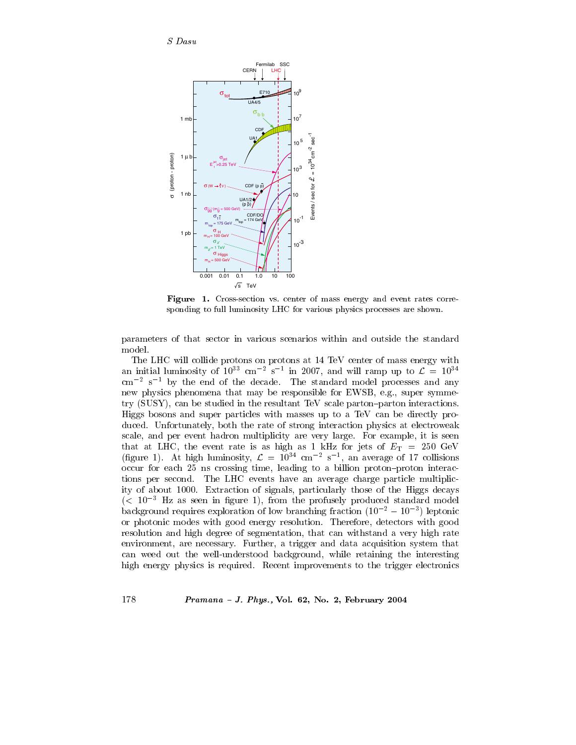**Figure 1.** Cross-section vs. center of mass energy and event rates corresponding to full luminosity LHC for various physics processes are shown.

parameters of that sector in various scenarios within and outside the standard model.

The LHC will collide protons on protons at 14 TeV center of mass energy with an initial luminosity of $10^{33}$ cm$^{-2}$ s$^{-1}$ in 2007, and will ramp up to $\mathcal{L} = 10^{34}$ cm$^{-2}$ s$^{-1}$ by the end of the decade. The standard model processes and any new physics phenomena that may be responsible for EWSB, e.g., super symmetry (SUSY), can be studied in the resultant TeV scale parton–parton interactions. Higgs bosons and super particles with masses up to a TeV can be directly produced. Unfortunately, both the rate of strong interaction physics at electroweak scale, and per event hadron multiplicity are very large. For example, it is seen that at LHC, the event rate is as high as 1 kHz for jets of $E_{\mathrm{T}} = 250$ GeV (figure 1). At high luminosity, $\mathcal{L} = 10^{34}$ cm$^{-2}$ s$^{-1}$, an average of 17 collisions occur for each 25 ns crossing time, leading to a billion proton–proton interactions per second. The LHC events have an average charge particle multiplicity of about 1000. Extraction of signals, particularly those of the Higgs decays ($< 10^{-3}$ Hz as seen in figure 1), from the profusely produced standard model background requires exploration of low branching fraction ($10^{-2} - 10^{-3}$) leptonic or photonic modes with good energy resolution. Therefore, detectors with good resolution and high degree of segmentation, that can withstand a very high rate environment, are necessary. Further, a trigger and data acquisition system that can weed out the well-understood background, while retaining the interesting high energy physics is required. Recent improvements to the trigger electronics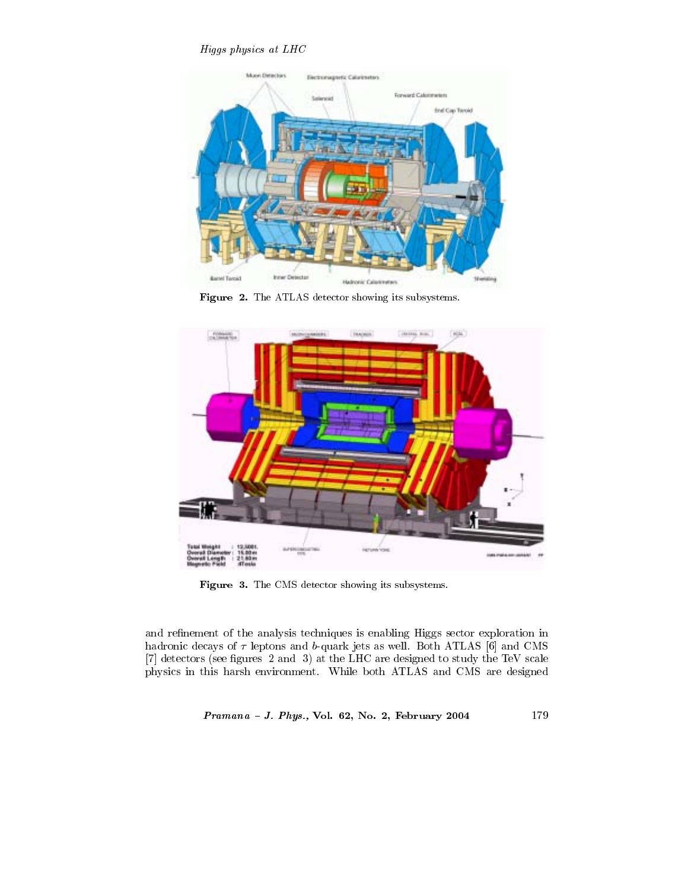Figure 2. The ATLAS detector showing its subsystems.

Figure 3. The CMS detector showing its subsystems.

and refinement of the analysis techniques is enabling Higgs sector exploration in hadronic decays of $\tau$ leptons and $b$-quark jets as well. Both ATLAS [6] and CMS [7] detectors (see figures 2 and 3) at the LHC are designed to study the TeV scale physics in this harsh environment. While both ATLAS and CMS are designed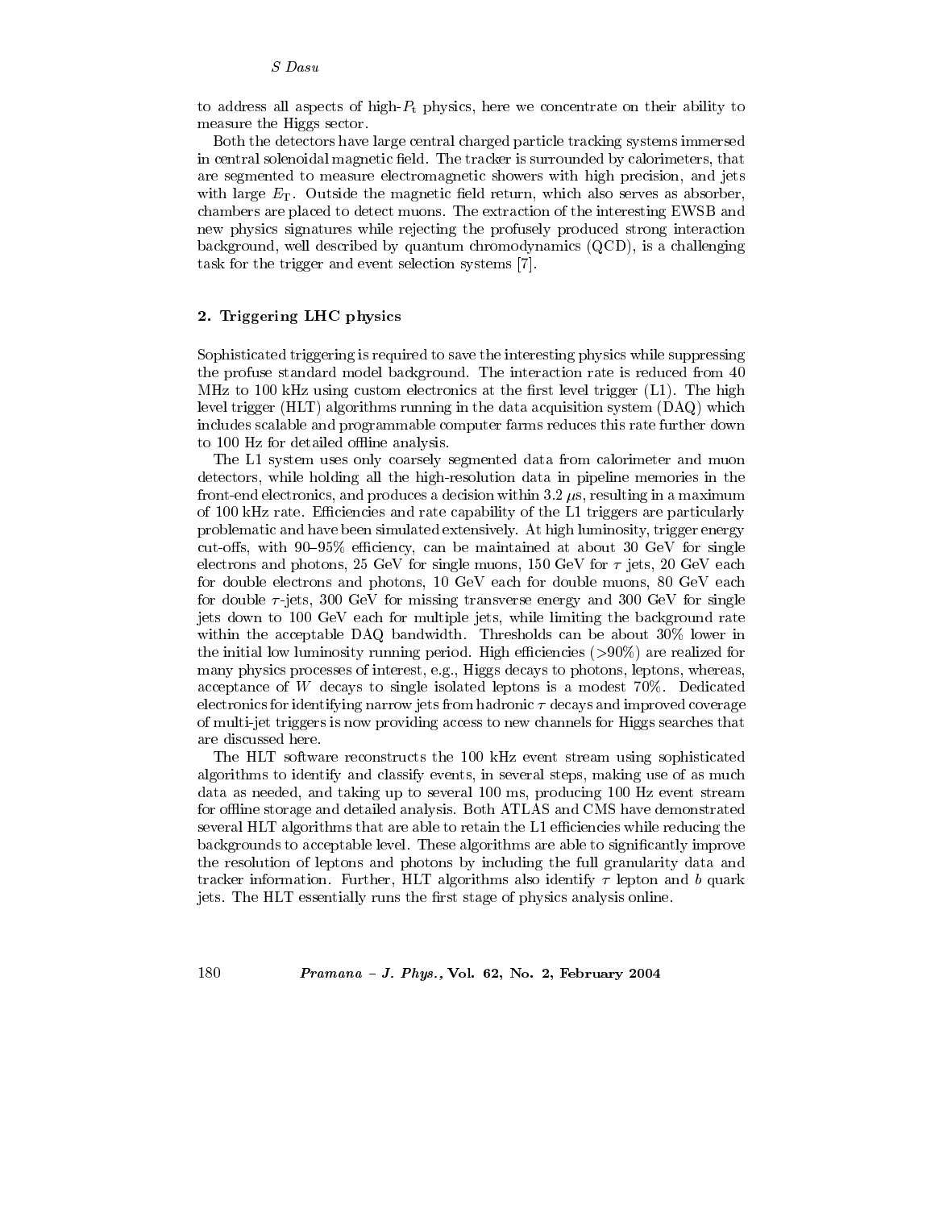to address all aspects of high-$P_t$ physics, here we concentrate on their ability to measure the Higgs sector.

Both the detectors have large central charged particle tracking systems immersed in central solenoidal magnetic field. The tracker is surrounded by calorimeters, that are segmented to measure electromagnetic showers with high precision, and jets with large $E_T$. Outside the magnetic field return, which also serves as absorber, chambers are placed to detect muons. The extraction of the interesting EWSB and new physics signatures while rejecting the profusely produced strong interaction background, well described by quantum chromodynamics (QCD), is a challenging task for the trigger and event selection systems [7].

## 2. Triggering LHC physics

Sophisticated triggering is required to save the interesting physics while suppressing the profuse standard model background. The interaction rate is reduced from 40 MHz to 100 kHz using custom electronics at the first level trigger (L1). The high level trigger (HLT) algorithms running in the data acquisition system (DAQ) which includes scalable and programmable computer farms reduces this rate further down to 100 Hz for detailed offline analysis.

The L1 system uses only coarsely segmented data from calorimeter and muon detectors, while holding all the high-resolution data in pipeline memories in the front-end electronics, and produces a decision within 3.2 $\mu$s, resulting in a maximum of 100 kHz rate. Efficiencies and rate capability of the L1 triggers are particularly problematic and have been simulated extensively. At high luminosity, trigger energy cut-offs, with 90–95% efficiency, can be maintained at about 30 GeV for single electrons and photons, 25 GeV for single muons, 150 GeV for $\tau$ jets, 20 GeV each for double electrons and photons, 10 GeV each for double muons, 80 GeV each for double $\tau$-jets, 300 GeV for missing transverse energy and 300 GeV for single jets down to 100 GeV each for multiple jets, while limiting the background rate within the acceptable DAQ bandwidth. Thresholds can be about 30% lower in the initial low luminosity running period. High efficiencies (>90%) are realized for many physics processes of interest, e.g., Higgs decays to photons, leptons, whereas, acceptance of $W$ decays to single isolated leptons is a modest 70%. Dedicated electronics for identifying narrow jets from hadronic $\tau$ decays and improved coverage of multi-jet triggers is now providing access to new channels for Higgs searches that are discussed here.

The HLT software reconstructs the 100 kHz event stream using sophisticated algorithms to identify and classify events, in several steps, making use of as much data as needed, and taking up to several 100 ms, producing 100 Hz event stream for offline storage and detailed analysis. Both ATLAS and CMS have demonstrated several HLT algorithms that are able to retain the L1 efficiencies while reducing the backgrounds to acceptable level. These algorithms are able to significantly improve the resolution of leptons and photons by including the full granularity data and tracker information. Further, HLT algorithms also identify $\tau$ lepton and $b$ quark jets. The HLT essentially runs the first stage of physics analysis online.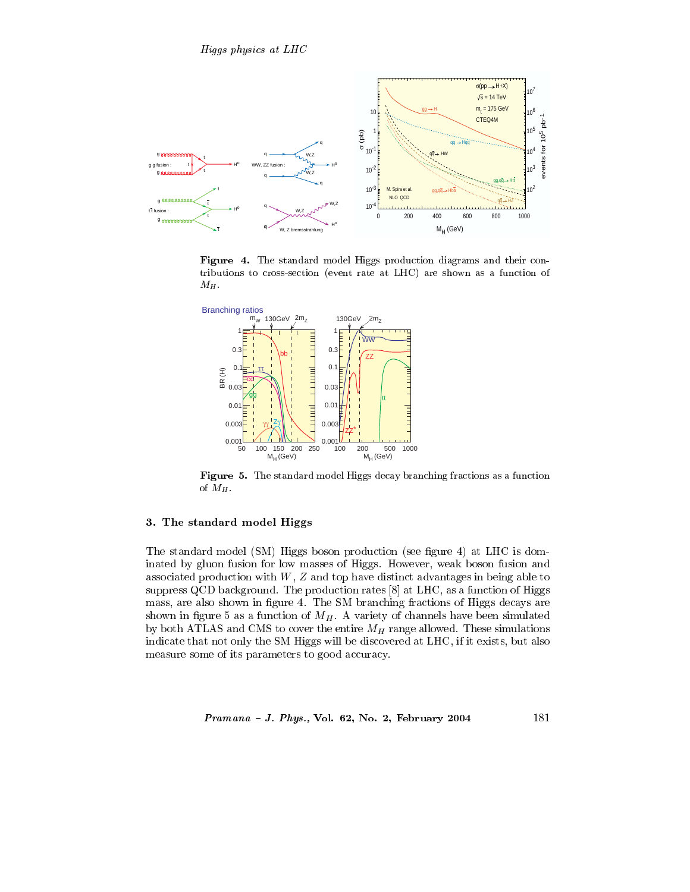**Figure 4.** The standard model Higgs production diagrams and their contributions to cross-section (event rate at LHC) are shown as a function of $M_H$.

**Figure 5.** The standard model Higgs decay branching fractions as a function of $M_H$.

## 3. The standard model Higgs

The standard model (SM) Higgs boson production (see figure 4) at LHC is dominated by gluon fusion for low masses of Higgs. However, weak boson fusion and associated production with $W$, $Z$ and top have distinct advantages in being able to suppress QCD background. The production rates [8] at LHC, as a function of Higgs mass, are also shown in figure 4. The SM branching fractions of Higgs decays are shown in figure 5 as a function of $M_H$. A variety of channels have been simulated by both ATLAS and CMS to cover the entire $M_H$ range allowed. These simulations indicate that not only the SM Higgs will be discovered at LHC, if it exists, but also measure some of its parameters to good accuracy.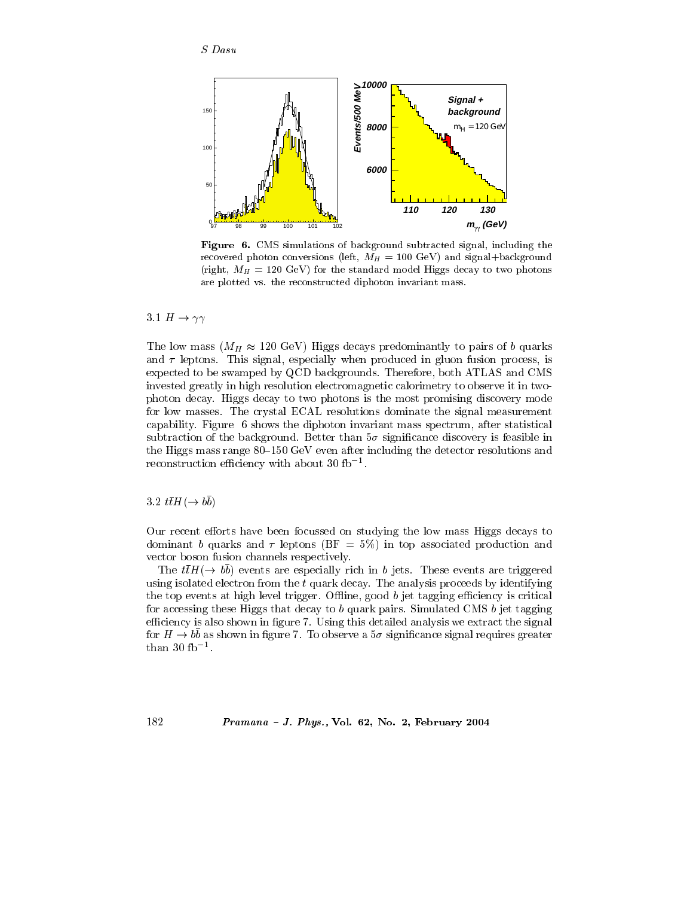**Figure 6.** CMS simulations of background subtracted signal, including the recovered photon conversions (left, $M_H = 100$ GeV) and signal+background (right, $M_H = 120$ GeV) for the standard model Higgs decay to two photons are plotted vs. the reconstructed diphoton invariant mass.

### 3.1 $H \rightarrow \gamma\gamma$

The low mass ($M_H \approx 120$ GeV) Higgs decays predominantly to pairs of $b$ quarks and $\tau$ leptons. This signal, especially when produced in gluon fusion process, is expected to be swamped by QCD backgrounds. Therefore, both ATLAS and CMS invested greatly in high resolution electromagnetic calorimetry to observe it in two-photon decay. Higgs decay to two photons is the most promising discovery mode for low masses. The crystal ECAL resolutions dominate the signal measurement capability. Figure 6 shows the diphoton invariant mass spectrum, after statistical subtraction of the background. Better than $5\sigma$ significance discovery is feasible in the Higgs mass range 80–150 GeV even after including the detector resolutions and reconstruction efficiency with about 30 fb$^{-1}$.

### 3.2 $t\bar{t}H(\rightarrow b\bar{b})$

Our recent efforts have been focussed on studying the low mass Higgs decays to dominant $b$ quarks and $\tau$ leptons (BF = 5%) in top associated production and vector boson fusion channels respectively.

The $t\bar{t}H(\rightarrow b\bar{b})$ events are especially rich in $b$ jets. These events are triggered using isolated electron from the $t$ quark decay. The analysis proceeds by identifying the top events at high level trigger. Offline, good $b$ jet tagging efficiency is critical for accessing these Higgs that decay to $b$ quark pairs. Simulated CMS $b$ jet tagging efficiency is also shown in figure 7. Using this detailed analysis we extract the signal for $H \rightarrow b\bar{b}$ as shown in figure 7. To observe a $5\sigma$ significance signal requires greater than 30 fb$^{-1}$.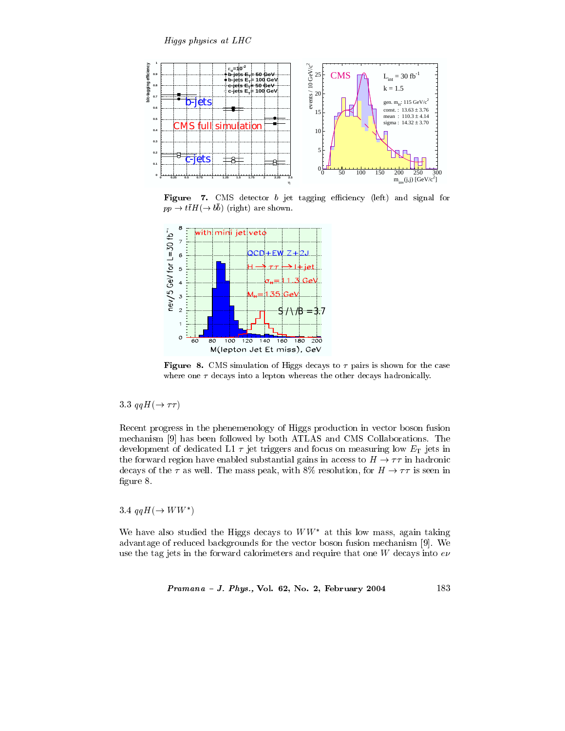**Figure 7.** CMS detector $b$ jet tagging efficiency (left) and signal for $pp \to t\bar{t}H(\to b\bar{b})$ (right) are shown.

**Figure 8.** CMS simulation of Higgs decays to $\tau$ pairs is shown for the case where one $\tau$ decays into a lepton whereas the other decays hadronically.

### 3.3 $qqH(\to \tau\tau)$

Recent progress in the phenemenology of Higgs production in vector boson fusion mechanism [9] has been followed by both ATLAS and CMS Collaborations. The development of dedicated L1 $\tau$ jet triggers and focus on measuring low $E_{\mathrm{T}}$ jets in the forward region have enabled substantial gains in access to $H \to \tau\tau$ in hadronic decays of the $\tau$ as well. The mass peak, with 8% resolution, for $H \to \tau\tau$ is seen in figure 8.

### 3.4 $qqH(\to WW^{*})$

We have also studied the Higgs decays to $WW^{*}$ at this low mass, again taking advantage of reduced backgrounds for the vector boson fusion mechanism [9]. We use the tag jets in the forward calorimeters and require that one $W$ decays into $e\nu$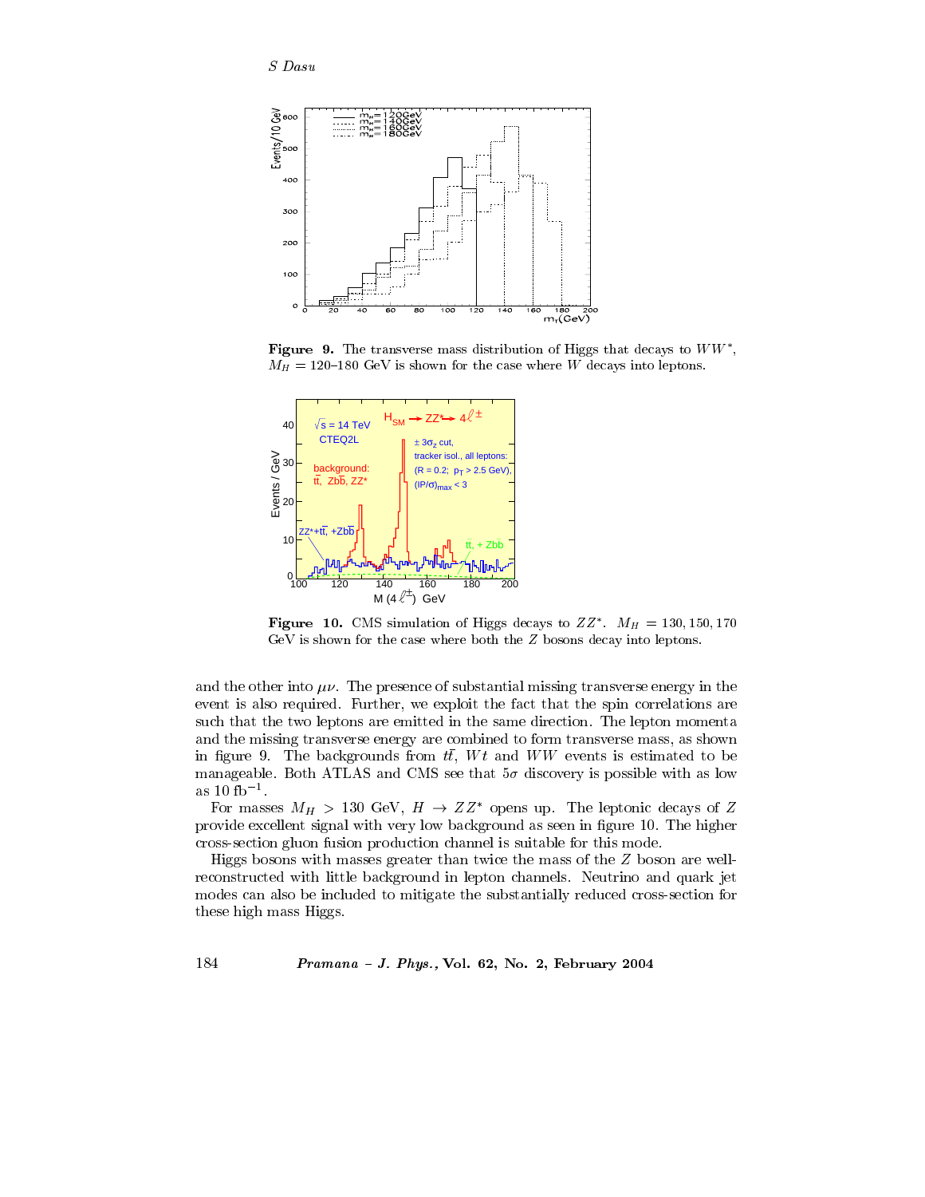**Figure 9.** The transverse mass distribution of Higgs that decays to $WW^*$, $M_H = 120$–$180$ GeV is shown for the case where $W$ decays into leptons.

**Figure 10.** CMS simulation of Higgs decays to $ZZ^*$. $M_H = 130, 150, 170$ GeV is shown for the case where both the $Z$ bosons decay into leptons.

and the other into $\mu\nu$. The presence of substantial missing transverse energy in the event is also required. Further, we exploit the fact that the spin correlations are such that the two leptons are emitted in the same direction. The lepton momenta and the missing transverse energy are combined to form transverse mass, as shown in figure 9. The backgrounds from $t\bar{t}$, $Wt$ and $WW$ events is estimated to be manageable. Both ATLAS and CMS see that $5\sigma$ discovery is possible with as low as 10 $\text{fb}^{-1}$.

For masses $M_H > 130$ GeV, $H \rightarrow ZZ^*$ opens up. The leptonic decays of $Z$ provide excellent signal with very low background as seen in figure 10. The higher cross-section gluon fusion production channel is suitable for this mode.

Higgs bosons with masses greater than twice the mass of the $Z$ boson are well-reconstructed with little background in lepton channels. Neutrino and quark jet modes can also be included to mitigate the substantially reduced cross-section for these high mass Higgs.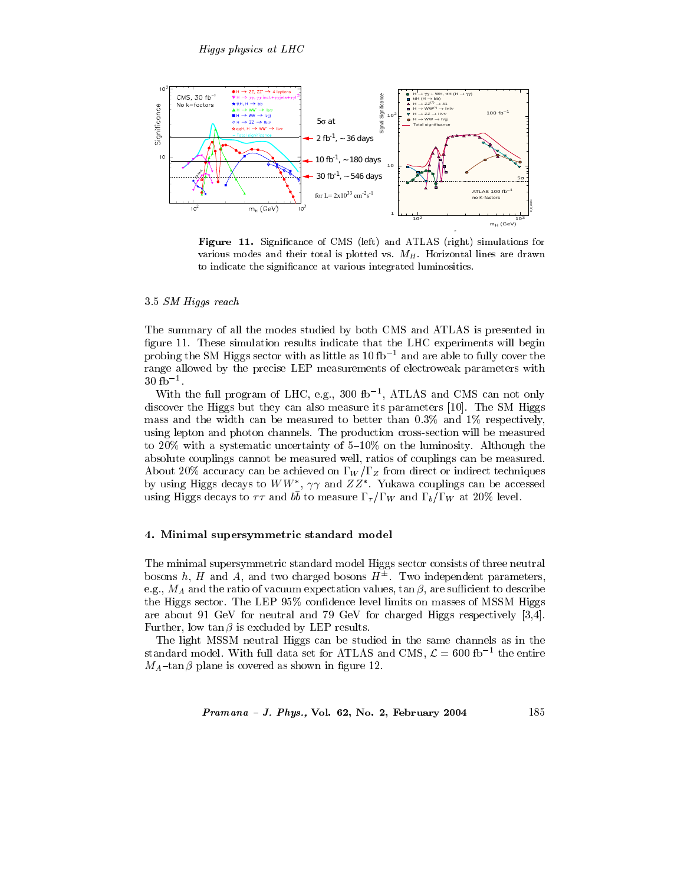**Figure 11.** Significance of CMS (left) and ATLAS (right) simulations for various modes and their total is plotted vs. $M_H$. Horizontal lines are drawn to indicate the significance at various integrated luminosities.

### 3.5 *SM Higgs reach*

The summary of all the modes studied by both CMS and ATLAS is presented in figure 11. These simulation results indicate that the LHC experiments will begin probing the SM Higgs sector with as little as 10 $\mathrm{fb}^{-1}$ and are able to fully cover the range allowed by the precise LEP measurements of electroweak parameters with 30 $\mathrm{fb}^{-1}$.

With the full program of LHC, e.g., 300 $\mathrm{fb}^{-1}$, ATLAS and CMS can not only discover the Higgs but they can also measure its parameters [10]. The SM Higgs mass and the width can be measured to better than 0.3% and 1% respectively, using lepton and photon channels. The production cross-section will be measured to 20% with a systematic uncertainty of 5–10% on the luminosity. Although the absolute couplings cannot be measured well, ratios of couplings can be measured. About 20% accuracy can be achieved on $\Gamma_W/\Gamma_Z$ from direct or indirect techniques by using Higgs decays to $WW^*$, $\gamma\gamma$ and $ZZ^*$. Yukawa couplings can be accessed using Higgs decays to $\tau\tau$ and $b\bar{b}$ to measure $\Gamma_\tau/\Gamma_W$ and $\Gamma_b/\Gamma_W$ at 20% level.

## 4. Minimal supersymmetric standard model

The minimal supersymmetric standard model Higgs sector consists of three neutral bosons $h$, $H$ and $A$, and two charged bosons $H^\pm$. Two independent parameters, e.g., $M_A$ and the ratio of vacuum expectation values, $\tan\beta$, are sufficient to describe the Higgs sector. The LEP 95% confidence level limits on masses of MSSM Higgs are about 91 GeV for neutral and 79 GeV for charged Higgs respectively [3,4]. Further, low $\tan\beta$ is excluded by LEP results.

The light MSSM neutral Higgs can be studied in the same channels as in the standard model. With full data set for ATLAS and CMS, $\mathcal{L} = 600\ \mathrm{fb}^{-1}$ the entire $M_A$–$\tan\beta$ plane is covered as shown in figure 12.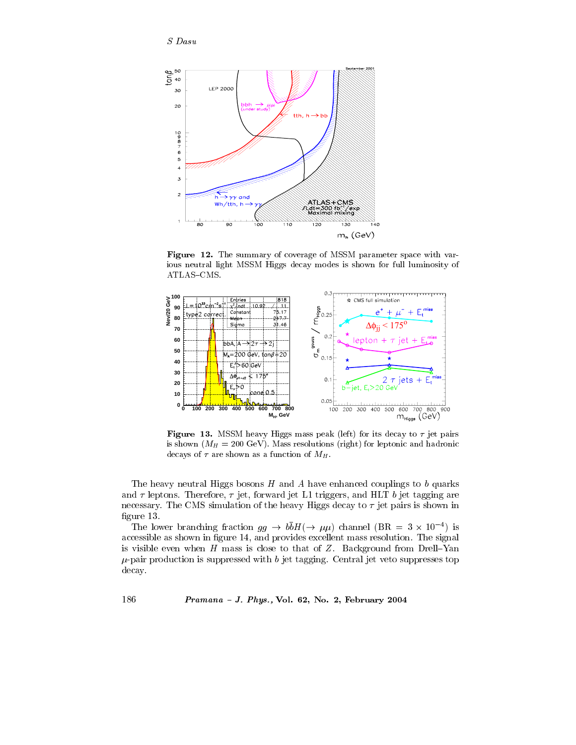**Figure 12.** The summary of coverage of MSSM parameter space with various neutral light MSSM Higgs decay modes is shown for full luminosity of ATLAS–CMS.

**Figure 13.** MSSM heavy Higgs mass peak (left) for its decay to $\tau$ jet pairs is shown ($M_H = 200$ GeV). Mass resolutions (right) for leptonic and hadronic decays of $\tau$ are shown as a function of $M_H$.

The heavy neutral Higgs bosons $H$ and $A$ have enhanced couplings to $b$ quarks and $\tau$ leptons. Therefore, $\tau$ jet, forward jet L1 triggers, and HLT $b$ jet tagging are necessary. The CMS simulation of the heavy Higgs decay to $\tau$ jet pairs is shown in figure 13.

The lower branching fraction $gg \rightarrow b\bar{b}H(\rightarrow \mu\mu)$ channel (BR $= 3 \times 10^{-4}$) is accessible as shown in figure 14, and provides excellent mass resolution. The signal is visible even when $H$ mass is close to that of $Z$. Background from Drell–Yan $\mu$-pair production is suppressed with $b$ jet tagging. Central jet veto suppresses top decay.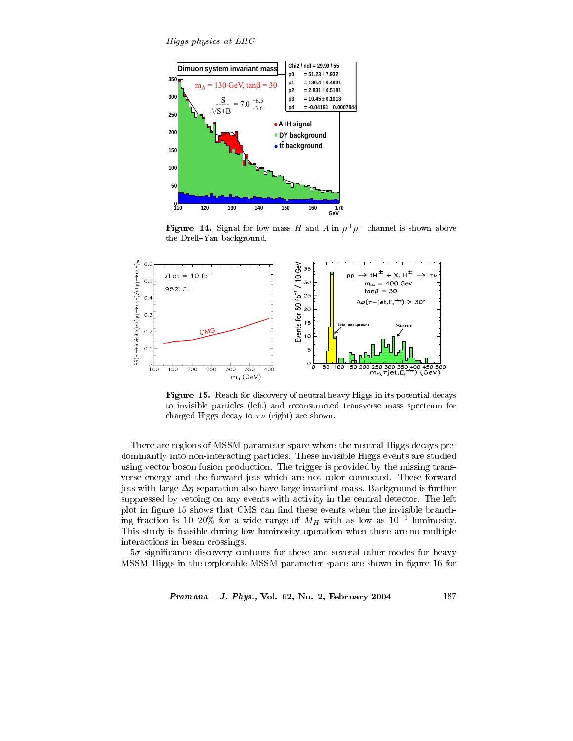**Figure 14.** Signal for low mass $H$ and $A$ in $\mu^+\mu^-$ channel is shown above the Drell–Yan background.

**Figure 15.** Reach for discovery of neutral heavy Higgs in its potential decays to invisible particles (left) and reconstructed transverse mass spectrum for charged Higgs decay to $\tau\nu$ (right) are shown.

There are regions of MSSM parameter space where the neutral Higgs decays predominantly into non-interacting particles. These invisible Higgs events are studied using vector boson fusion production. The trigger is provided by the missing transverse energy and the forward jets which are not color connected. These forward jets with large $\Delta\eta$ separation also have large invariant mass. Background is further suppressed by vetoing on any events with activity in the central detector. The left plot in figure 15 shows that CMS can find these events when the invisible branching fraction is 10–20% for a wide range of $M_H$ with as low as $10^{-1}$ luminosity. This study is feasible during low luminosity operation when there are no multiple interactions in beam crossings.

$5\sigma$ significance discovery contours for these and several other modes for heavy MSSM Higgs in the explorable MSSM parameter space are shown in figure 16 for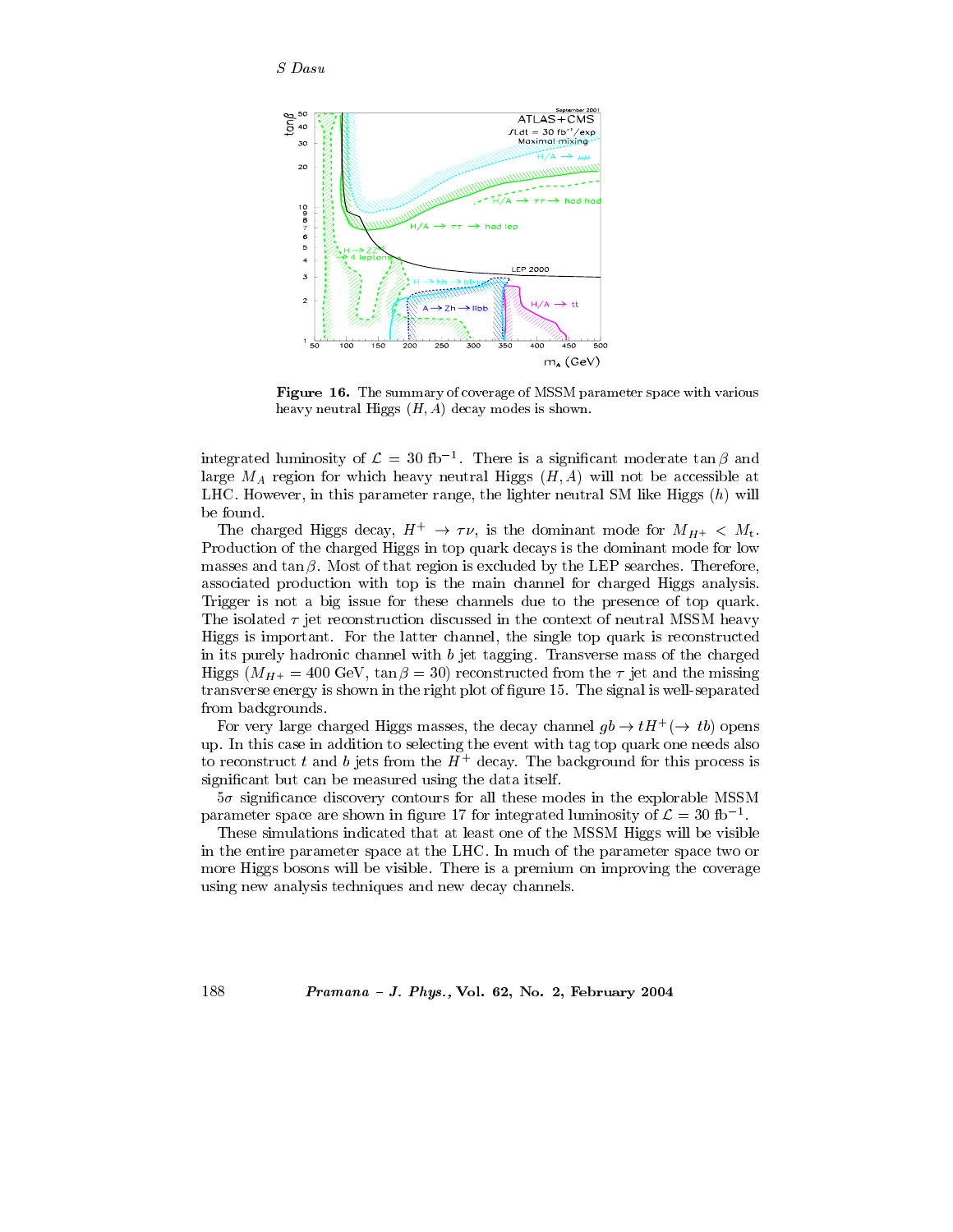**Figure 16.** The summary of coverage of MSSM parameter space with various heavy neutral Higgs $(H, A)$ decay modes is shown.

integrated luminosity of $\mathcal{L} = 30\ \text{fb}^{-1}$. There is a significant moderate $\tan\beta$ and large $M_A$ region for which heavy neutral Higgs $(H, A)$ will not be accessible at LHC. However, in this parameter range, the lighter neutral SM like Higgs $(h)$ will be found.

The charged Higgs decay, $H^+ \to \tau\nu$, is the dominant mode for $M_{H^+} < M_t$. Production of the charged Higgs in top quark decays is the dominant mode for low masses and $\tan\beta$. Most of that region is excluded by the LEP searches. Therefore, associated production with top is the main channel for charged Higgs analysis. Trigger is not a big issue for these channels due to the presence of top quark. The isolated $\tau$ jet reconstruction discussed in the context of neutral MSSM heavy Higgs is important. For the latter channel, the single top quark is reconstructed in its purely hadronic channel with $b$ jet tagging. Transverse mass of the charged Higgs ($M_{H^+} = 400$ GeV, $\tan\beta = 30$) reconstructed from the $\tau$ jet and the missing transverse energy is shown in the right plot of figure 15. The signal is well-separated from backgrounds.

For very large charged Higgs masses, the decay channel $gb \to tH^+(\to tb)$ opens up. In this case in addition to selecting the event with tag top quark one needs also to reconstruct $t$ and $b$ jets from the $H^+$ decay. The background for this process is significant but can be measured using the data itself.

$5\sigma$ significance discovery contours for all these modes in the explorable MSSM parameter space are shown in figure 17 for integrated luminosity of $\mathcal{L} = 30\ \text{fb}^{-1}$.

These simulations indicated that at least one of the MSSM Higgs will be visible in the entire parameter space at the LHC. In much of the parameter space two or more Higgs bosons will be visible. There is a premium on improving the coverage using new analysis techniques and new decay channels.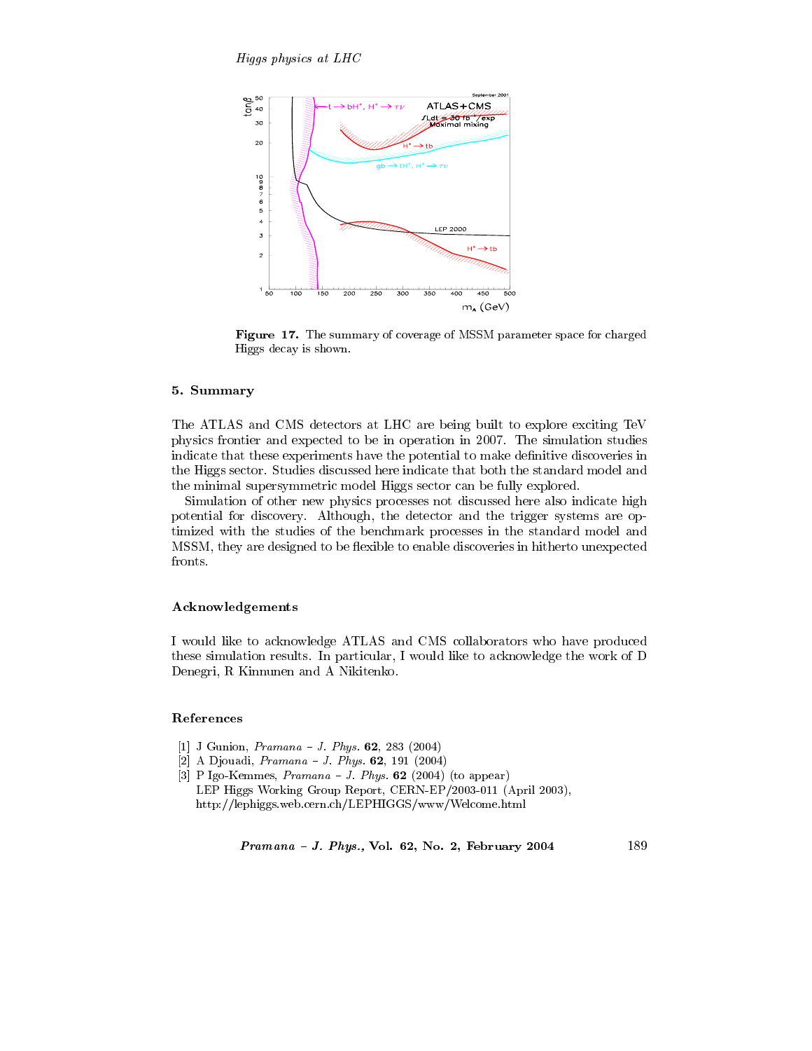**Figure 17.** The summary of coverage of MSSM parameter space for charged Higgs decay is shown.

## 5. Summary

The ATLAS and CMS detectors at LHC are being built to explore exciting TeV physics frontier and expected to be in operation in 2007. The simulation studies indicate that these experiments have the potential to make definitive discoveries in the Higgs sector. Studies discussed here indicate that both the standard model and the minimal supersymmetric model Higgs sector can be fully explored.

Simulation of other new physics processes not discussed here also indicate high potential for discovery. Although, the detector and the trigger systems are optimized with the studies of the benchmark processes in the standard model and MSSM, they are designed to be flexible to enable discoveries in hitherto unexpected fronts.

## Acknowledgements

I would like to acknowledge ATLAS and CMS collaborators who have produced these simulation results. In particular, I would like to acknowledge the work of D Denegri, R Kinnunen and A Nikitenko.

## References

[1] J Gunion, *Pramana – J. Phys.* **62**, 283 (2004)

[2] A Djouadi, *Pramana – J. Phys.* **62**, 191 (2004)

[3] P Igo-Kemmes, *Pramana – J. Phys.* **62** (2004) (to appear)
LEP Higgs Working Group Report, CERN-EP/2003-011 (April 2003),
http://lephiggs.web.cern.ch/LEPHIGGS/www/Welcome.html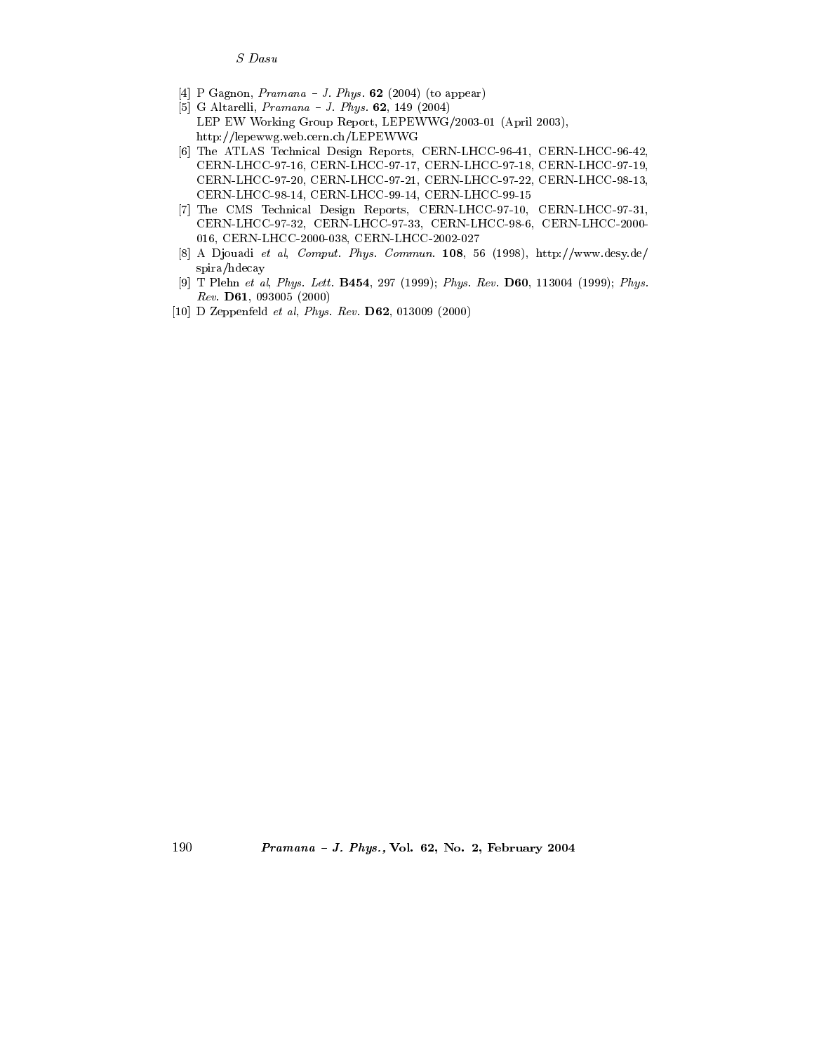[4] P Gagnon, *Pramana – J. Phys.* **62** (2004) (to appear)

[5] G Altarelli, *Pramana – J. Phys.* **62**, 149 (2004)
LEP EW Working Group Report, LEPEWWG/2003-01 (April 2003), http://lepewwg.web.cern.ch/LEPEWWG

[6] The ATLAS Technical Design Reports, CERN-LHCC-96-41, CERN-LHCC-96-42, CERN-LHCC-97-16, CERN-LHCC-97-17, CERN-LHCC-97-18, CERN-LHCC-97-19, CERN-LHCC-97-20, CERN-LHCC-97-21, CERN-LHCC-97-22, CERN-LHCC-98-13, CERN-LHCC-98-14, CERN-LHCC-99-14, CERN-LHCC-99-15

[7] The CMS Technical Design Reports, CERN-LHCC-97-10, CERN-LHCC-97-31, CERN-LHCC-97-32, CERN-LHCC-97-33, CERN-LHCC-98-6, CERN-LHCC-2000-016, CERN-LHCC-2000-038, CERN-LHCC-2002-027

[8] A Djouadi *et al*, *Comput. Phys. Commun.* **108**, 56 (1998), http://www.desy.de/spira/hdecay

[9] T Plehn *et al*, *Phys. Lett.* **B454**, 297 (1999); *Phys. Rev.* **D60**, 113004 (1999); *Phys. Rev.* **D61**, 093005 (2000)

[10] D Zeppenfeld *et al*, *Phys. Rev.* **D62**, 013009 (2000)